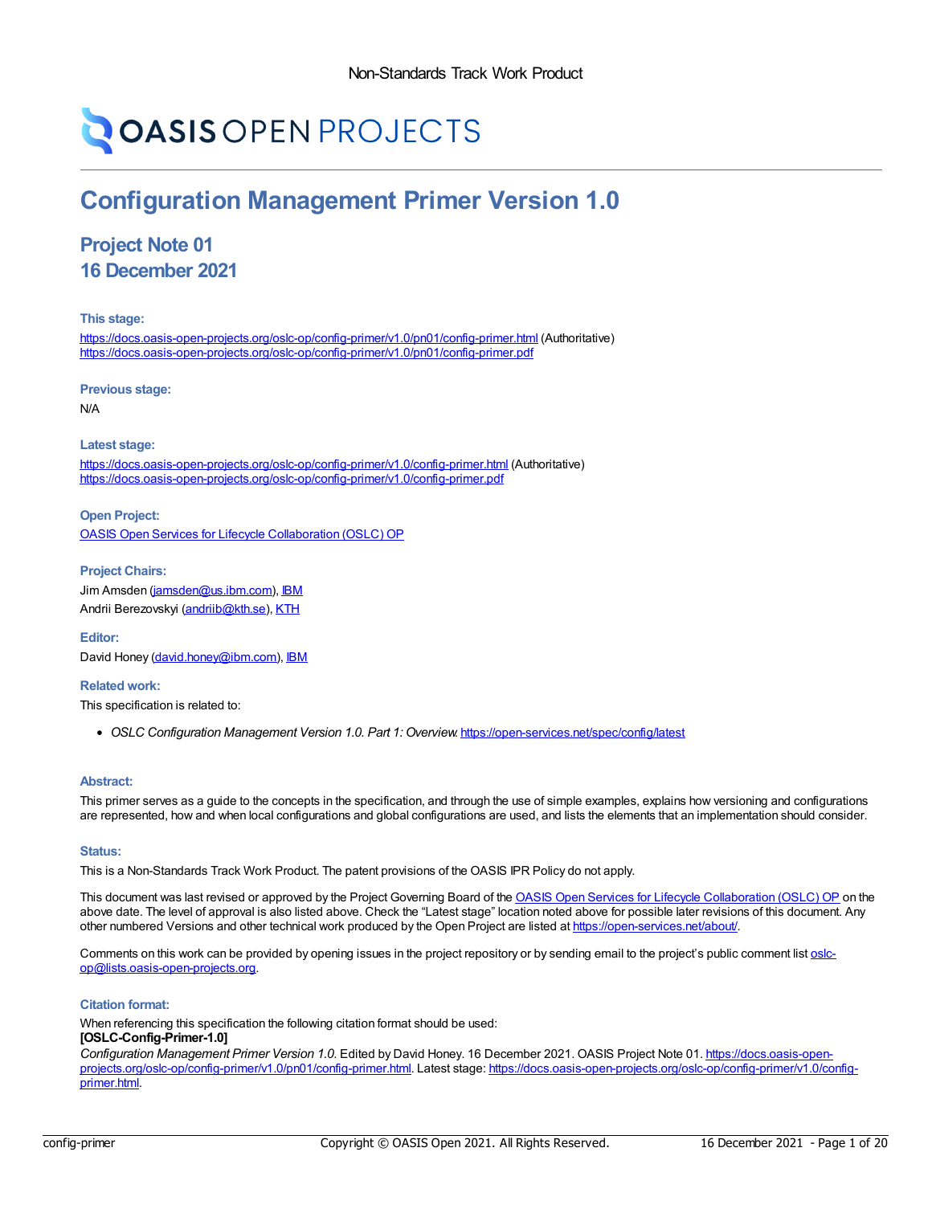Non-Standards Track Work Product

OASIS OPEN PROJECTS

# Configuration Management Primer Version 1.0

## Project Note 01
## 16 December 2021

#### This stage:

https://docs.oasis-open-projects.org/oslc-op/config-primer/v1.0/pn01/config-primer.html (Authoritative)
https://docs.oasis-open-projects.org/oslc-op/config-primer/v1.0/pn01/config-primer.pdf

#### Previous stage:

N/A

#### Latest stage:

https://docs.oasis-open-projects.org/oslc-op/config-primer/v1.0/config-primer.html (Authoritative)
https://docs.oasis-open-projects.org/oslc-op/config-primer/v1.0/config-primer.pdf

#### Open Project:

OASIS Open Services for Lifecycle Collaboration (OSLC) OP

#### Project Chairs:

Jim Amsden (jamsden@us.ibm.com), IBM
Andrii Berezovskyi (andriib@kth.se), KTH

#### Editor:

David Honey (david.honey@ibm.com), IBM

#### Related work:

This specification is related to:

- *OSLC Configuration Management Version 1.0. Part 1: Overview.* https://open-services.net/spec/config/latest

#### Abstract:

This primer serves as a guide to the concepts in the specification, and through the use of simple examples, explains how versioning and configurations are represented, how and when local configurations and global configurations are used, and lists the elements that an implementation should consider.

#### Status:

This is a Non-Standards Track Work Product. The patent provisions of the OASIS IPR Policy do not apply.

This document was last revised or approved by the Project Governing Board of the OASIS Open Services for Lifecycle Collaboration (OSLC) OP on the above date. The level of approval is also listed above. Check the "Latest stage" location noted above for possible later revisions of this document. Any other numbered Versions and other technical work produced by the Open Project are listed at https://open-services.net/about/.

Comments on this work can be provided by opening issues in the project repository or by sending email to the project's public comment list oslc-op@lists.oasis-open-projects.org.

#### Citation format:

When referencing this specification the following citation format should be used:
**[OSLC-Config-Primer-1.0]**
*Configuration Management Primer Version 1.0.* Edited by David Honey. 16 December 2021. OASIS Project Note 01. https://docs.oasis-open-projects.org/oslc-op/config-primer/v1.0/pn01/config-primer.html. Latest stage: https://docs.oasis-open-projects.org/oslc-op/config-primer/v1.0/config-primer.html.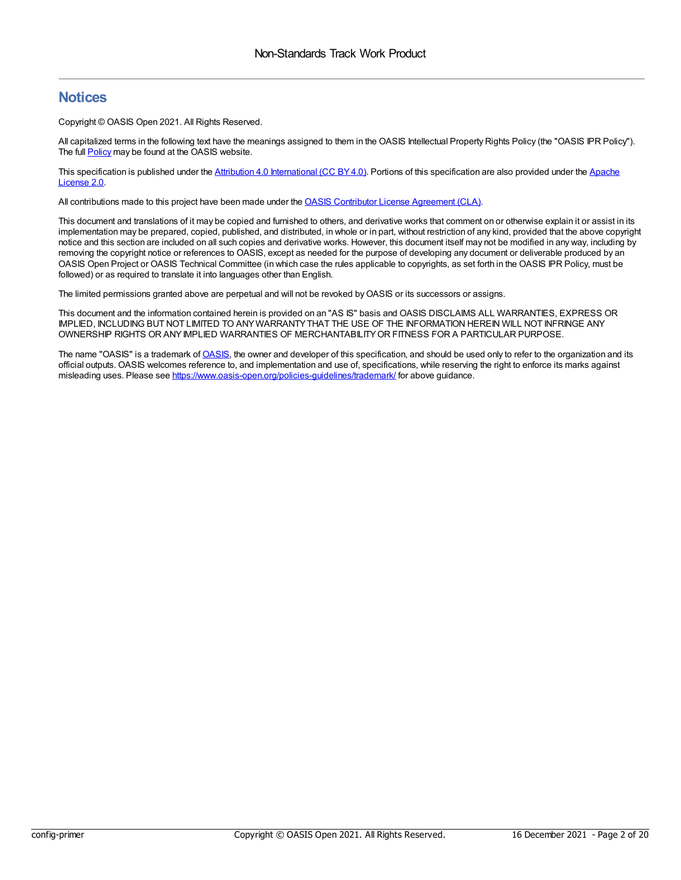## Notices

Copyright © OASIS Open 2021. All Rights Reserved.

All capitalized terms in the following text have the meanings assigned to them in the OASIS Intellectual Property Rights Policy (the "OASIS IPR Policy"). The full Policy may be found at the OASIS website.

This specification is published under the Attribution 4.0 International (CC BY 4.0). Portions of this specification are also provided under the Apache License 2.0.

All contributions made to this project have been made under the OASIS Contributor License Agreement (CLA).

This document and translations of it may be copied and furnished to others, and derivative works that comment on or otherwise explain it or assist in its implementation may be prepared, copied, published, and distributed, in whole or in part, without restriction of any kind, provided that the above copyright notice and this section are included on all such copies and derivative works. However, this document itself may not be modified in any way, including by removing the copyright notice or references to OASIS, except as needed for the purpose of developing any document or deliverable produced by an OASIS Open Project or OASIS Technical Committee (in which case the rules applicable to copyrights, as set forth in the OASIS IPR Policy, must be followed) or as required to translate it into languages other than English.

The limited permissions granted above are perpetual and will not be revoked by OASIS or its successors or assigns.

This document and the information contained herein is provided on an "AS IS" basis and OASIS DISCLAIMS ALL WARRANTIES, EXPRESS OR IMPLIED, INCLUDING BUT NOT LIMITED TO ANY WARRANTY THAT THE USE OF THE INFORMATION HEREIN WILL NOT INFRINGE ANY OWNERSHIP RIGHTS OR ANY IMPLIED WARRANTIES OF MERCHANTABILITY OR FITNESS FOR A PARTICULAR PURPOSE.

The name "OASIS" is a trademark of OASIS, the owner and developer of this specification, and should be used only to refer to the organization and its official outputs. OASIS welcomes reference to, and implementation and use of, specifications, while reserving the right to enforce its marks against misleading uses. Please see https://www.oasis-open.org/policies-guidelines/trademark/ for above guidance.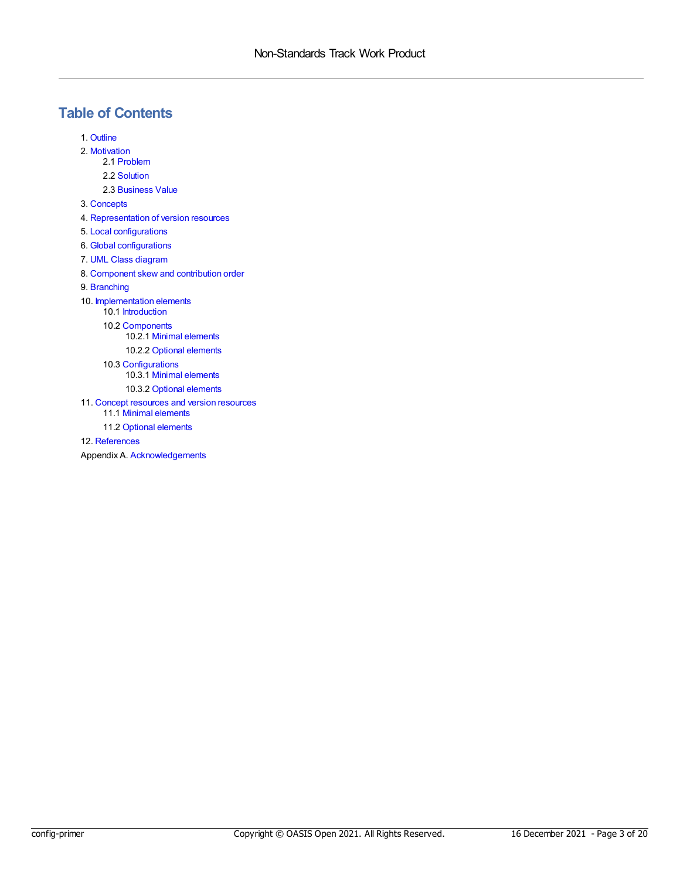# Table of Contents

1. Outline
2. Motivation
    - 2.1 Problem
    - 2.2 Solution
    - 2.3 Business Value
3. Concepts
4. Representation of version resources
5. Local configurations
6. Global configurations
7. UML Class diagram
8. Component skew and contribution order
9. Branching
10. Implementation elements
    - 10.1 Introduction
    - 10.2 Components
        - 10.2.1 Minimal elements
        - 10.2.2 Optional elements
    - 10.3 Configurations
        - 10.3.1 Minimal elements
        - 10.3.2 Optional elements
11. Concept resources and version resources
    - 11.1 Minimal elements
    - 11.2 Optional elements
12. References

Appendix A. Acknowledgements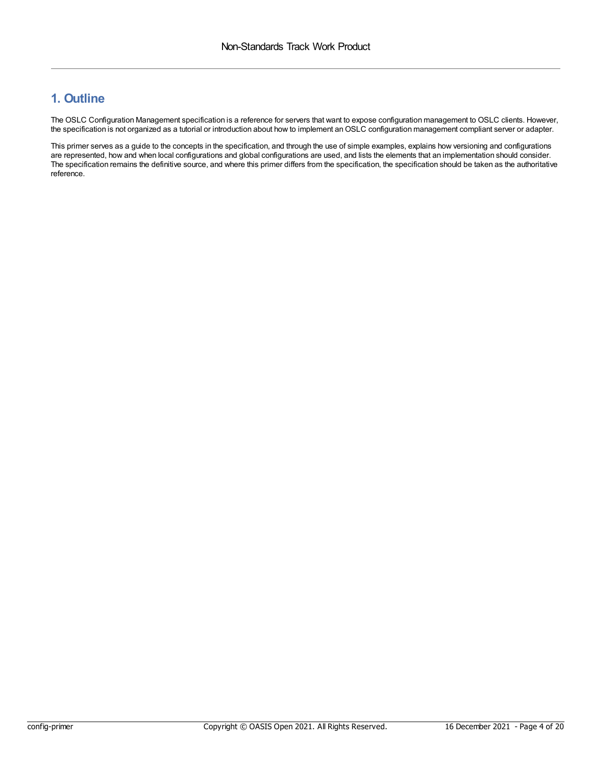# 1. Outline

The OSLC Configuration Management specification is a reference for servers that want to expose configuration management to OSLC clients. However, the specification is not organized as a tutorial or introduction about how to implement an OSLC configuration management compliant server or adapter.

This primer serves as a guide to the concepts in the specification, and through the use of simple examples, explains how versioning and configurations are represented, how and when local configurations and global configurations are used, and lists the elements that an implementation should consider. The specification remains the definitive source, and where this primer differs from the specification, the specification should be taken as the authoritative reference.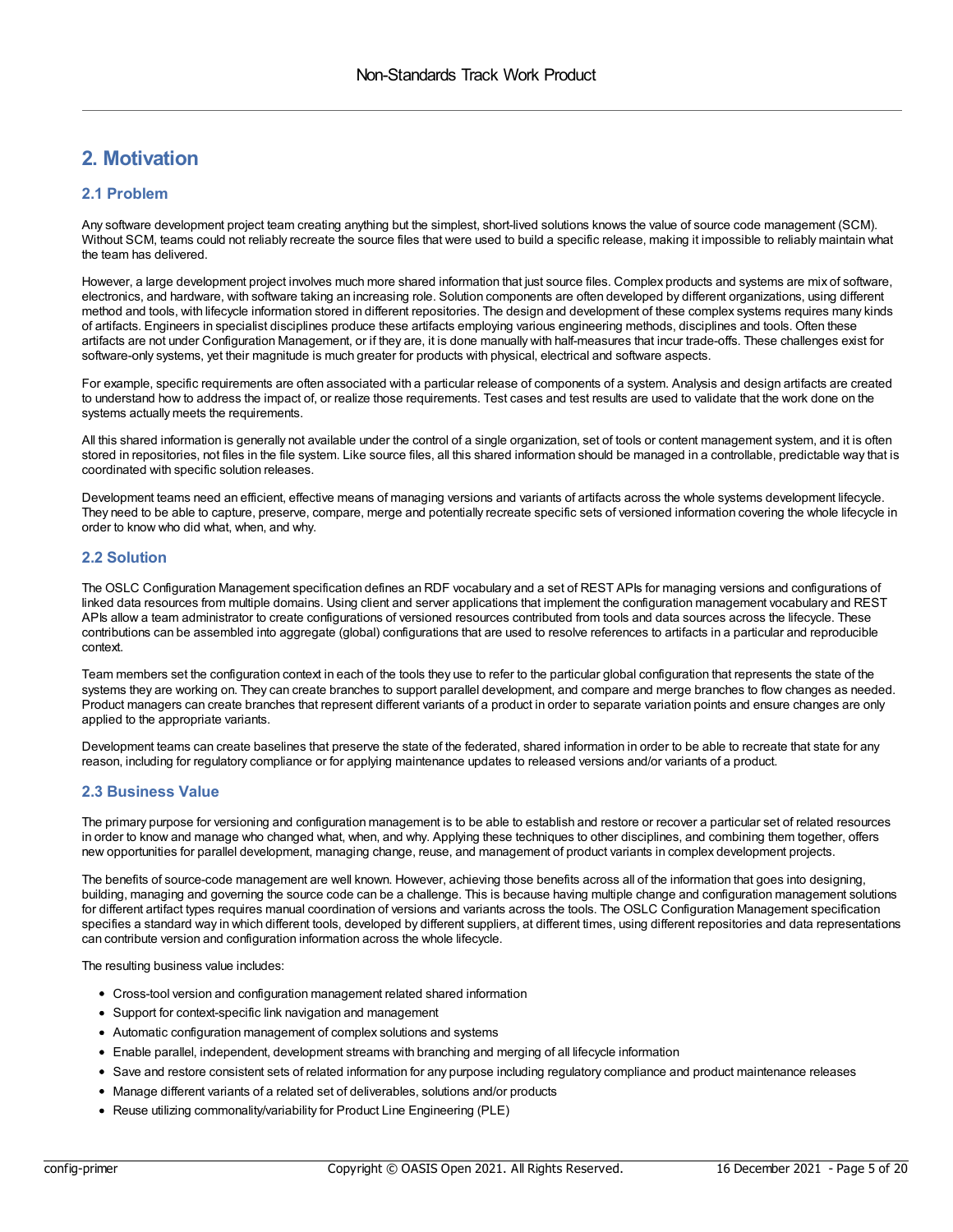# 2. Motivation

## 2.1 Problem

Any software development project team creating anything but the simplest, short-lived solutions knows the value of source code management (SCM). Without SCM, teams could not reliably recreate the source files that were used to build a specific release, making it impossible to reliably maintain what the team has delivered.

However, a large development project involves much more shared information that just source files. Complex products and systems are mix of software, electronics, and hardware, with software taking an increasing role. Solution components are often developed by different organizations, using different method and tools, with lifecycle information stored in different repositories. The design and development of these complex systems requires many kinds of artifacts. Engineers in specialist disciplines produce these artifacts employing various engineering methods, disciplines and tools. Often these artifacts are not under Configuration Management, or if they are, it is done manually with half-measures that incur trade-offs. These challenges exist for software-only systems, yet their magnitude is much greater for products with physical, electrical and software aspects.

For example, specific requirements are often associated with a particular release of components of a system. Analysis and design artifacts are created to understand how to address the impact of, or realize those requirements. Test cases and test results are used to validate that the work done on the systems actually meets the requirements.

All this shared information is generally not available under the control of a single organization, set of tools or content management system, and it is often stored in repositories, not files in the file system. Like source files, all this shared information should be managed in a controllable, predictable way that is coordinated with specific solution releases.

Development teams need an efficient, effective means of managing versions and variants of artifacts across the whole systems development lifecycle. They need to be able to capture, preserve, compare, merge and potentially recreate specific sets of versioned information covering the whole lifecycle in order to know who did what, when, and why.

## 2.2 Solution

The OSLC Configuration Management specification defines an RDF vocabulary and a set of REST APIs for managing versions and configurations of linked data resources from multiple domains. Using client and server applications that implement the configuration management vocabulary and REST APIs allow a team administrator to create configurations of versioned resources contributed from tools and data sources across the lifecycle. These contributions can be assembled into aggregate (global) configurations that are used to resolve references to artifacts in a particular and reproducible context.

Team members set the configuration context in each of the tools they use to refer to the particular global configuration that represents the state of the systems they are working on. They can create branches to support parallel development, and compare and merge branches to flow changes as needed. Product managers can create branches that represent different variants of a product in order to separate variation points and ensure changes are only applied to the appropriate variants.

Development teams can create baselines that preserve the state of the federated, shared information in order to be able to recreate that state for any reason, including for regulatory compliance or for applying maintenance updates to released versions and/or variants of a product.

## 2.3 Business Value

The primary purpose for versioning and configuration management is to be able to establish and restore or recover a particular set of related resources in order to know and manage who changed what, when, and why. Applying these techniques to other disciplines, and combining them together, offers new opportunities for parallel development, managing change, reuse, and management of product variants in complex development projects.

The benefits of source-code management are well known. However, achieving those benefits across all of the information that goes into designing, building, managing and governing the source code can be a challenge. This is because having multiple change and configuration management solutions for different artifact types requires manual coordination of versions and variants across the tools. The OSLC Configuration Management specification specifies a standard way in which different tools, developed by different suppliers, at different times, using different repositories and data representations can contribute version and configuration information across the whole lifecycle.

The resulting business value includes:

- Cross-tool version and configuration management related shared information
- Support for context-specific link navigation and management
- Automatic configuration management of complex solutions and systems
- Enable parallel, independent, development streams with branching and merging of all lifecycle information
- Save and restore consistent sets of related information for any purpose including regulatory compliance and product maintenance releases
- Manage different variants of a related set of deliverables, solutions and/or products
- Reuse utilizing commonality/variability for Product Line Engineering (PLE)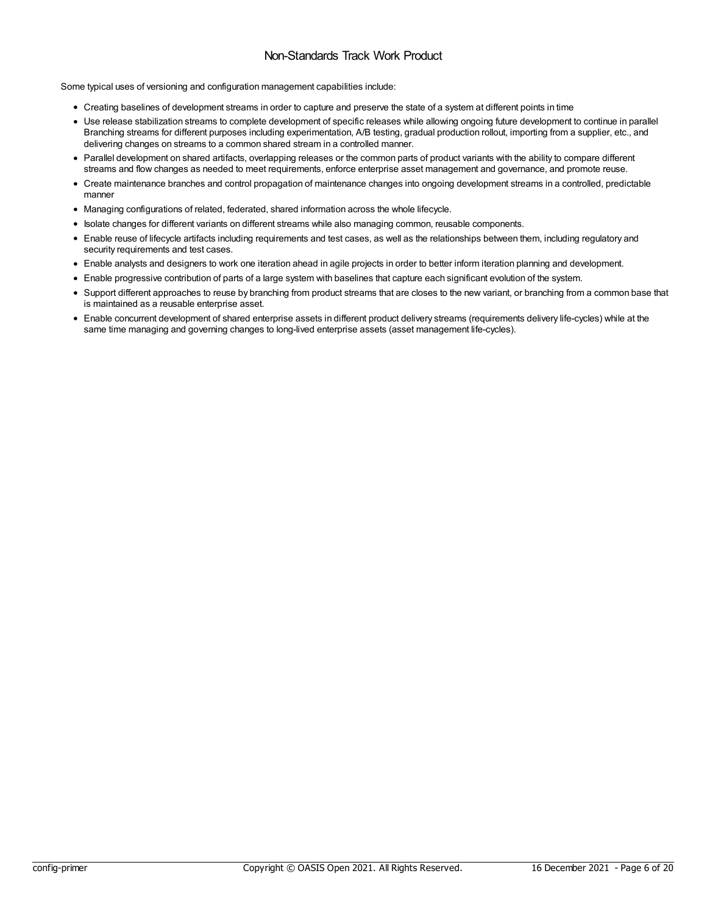Some typical uses of versioning and configuration management capabilities include:

- Creating baselines of development streams in order to capture and preserve the state of a system at different points in time
- Use release stabilization streams to complete development of specific releases while allowing ongoing future development to continue in parallel Branching streams for different purposes including experimentation, A/B testing, gradual production rollout, importing from a supplier, etc., and delivering changes on streams to a common shared stream in a controlled manner.
- Parallel development on shared artifacts, overlapping releases or the common parts of product variants with the ability to compare different streams and flow changes as needed to meet requirements, enforce enterprise asset management and governance, and promote reuse.
- Create maintenance branches and control propagation of maintenance changes into ongoing development streams in a controlled, predictable manner
- Managing configurations of related, federated, shared information across the whole lifecycle.
- Isolate changes for different variants on different streams while also managing common, reusable components.
- Enable reuse of lifecycle artifacts including requirements and test cases, as well as the relationships between them, including regulatory and security requirements and test cases.
- Enable analysts and designers to work one iteration ahead in agile projects in order to better inform iteration planning and development.
- Enable progressive contribution of parts of a large system with baselines that capture each significant evolution of the system.
- Support different approaches to reuse by branching from product streams that are closes to the new variant, or branching from a common base that is maintained as a reusable enterprise asset.
- Enable concurrent development of shared enterprise assets in different product delivery streams (requirements delivery life-cycles) while at the same time managing and governing changes to long-lived enterprise assets (asset management life-cycles).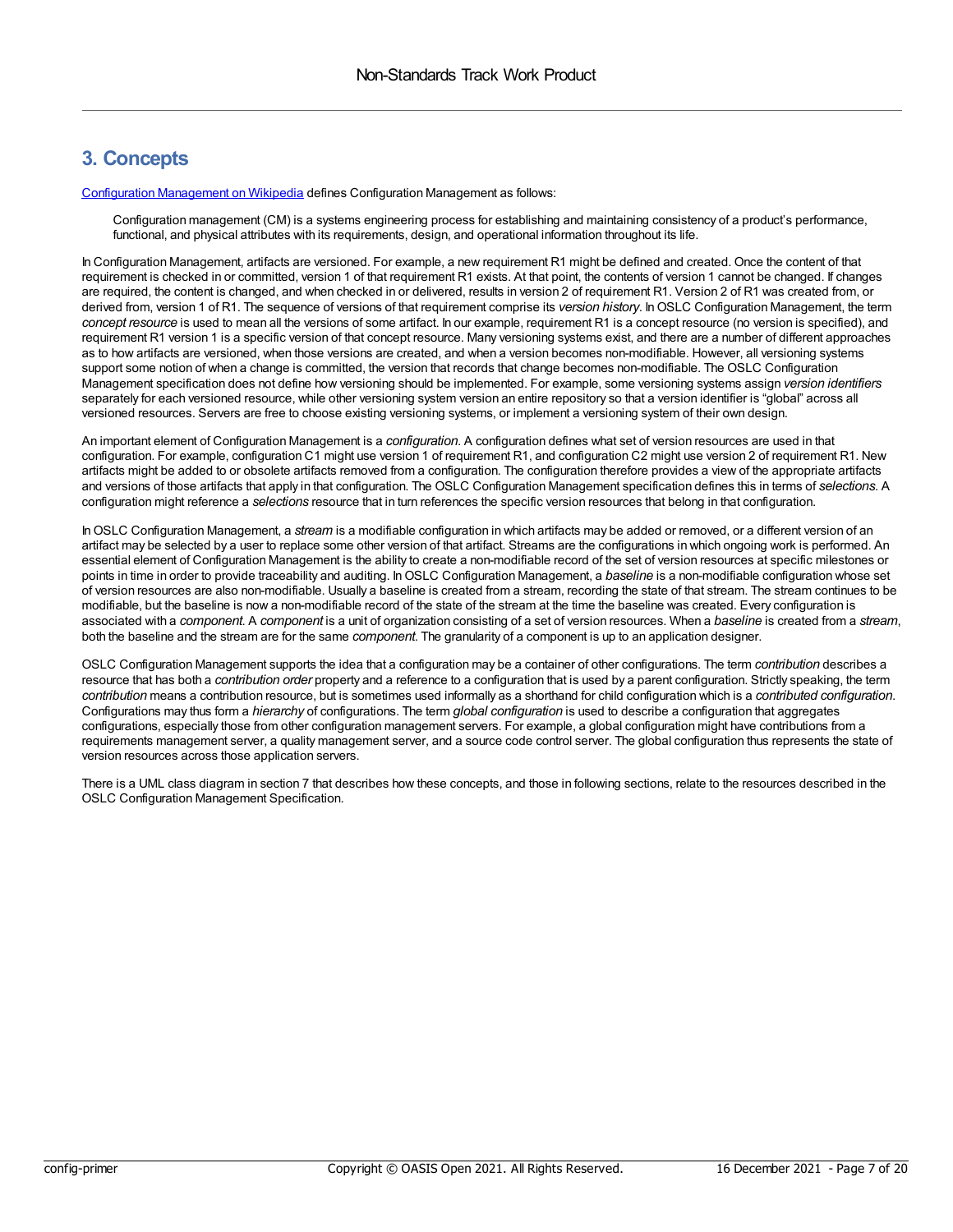## 3. Concepts

[Configuration Management on Wikipedia](#) defines Configuration Management as follows:

> Configuration management (CM) is a systems engineering process for establishing and maintaining consistency of a product's performance, functional, and physical attributes with its requirements, design, and operational information throughout its life.

In Configuration Management, artifacts are versioned. For example, a new requirement R1 might be defined and created. Once the content of that requirement is checked in or committed, version 1 of that requirement R1 exists. At that point, the contents of version 1 cannot be changed. If changes are required, the content is changed, and when checked in or delivered, results in version 2 of requirement R1. Version 2 of R1 was created from, or derived from, version 1 of R1. The sequence of versions of that requirement comprise its *version history*. In OSLC Configuration Management, the term *concept resource* is used to mean all the versions of some artifact. In our example, requirement R1 is a concept resource (no version is specified), and requirement R1 version 1 is a specific version of that concept resource. Many versioning systems exist, and there are a number of different approaches as to how artifacts are versioned, when those versions are created, and when a version becomes non-modifiable. However, all versioning systems support some notion of when a change is committed, the version that records that change becomes non-modifiable. The OSLC Configuration Management specification does not define how versioning should be implemented. For example, some versioning systems assign *version identifiers* separately for each versioned resource, while other versioning system version an entire repository so that a version identifier is "global" across all versioned resources. Servers are free to choose existing versioning systems, or implement a versioning system of their own design.

An important element of Configuration Management is a *configuration*. A configuration defines what set of version resources are used in that configuration. For example, configuration C1 might use version 1 of requirement R1, and configuration C2 might use version 2 of requirement R1. New artifacts might be added to or obsolete artifacts removed from a configuration. The configuration therefore provides a view of the appropriate artifacts and versions of those artifacts that apply in that configuration. The OSLC Configuration Management specification defines this in terms of *selections*. A configuration might reference a *selections* resource that in turn references the specific version resources that belong in that configuration.

In OSLC Configuration Management, a *stream* is a modifiable configuration in which artifacts may be added or removed, or a different version of an artifact may be selected by a user to replace some other version of that artifact. Streams are the configurations in which ongoing work is performed. An essential element of Configuration Management is the ability to create a non-modifiable record of the set of version resources at specific milestones or points in time in order to provide traceability and auditing. In OSLC Configuration Management, a *baseline* is a non-modifiable configuration whose set of version resources are also non-modifiable. Usually a baseline is created from a stream, recording the state of that stream. The stream continues to be modifiable, but the baseline is now a non-modifiable record of the state of the stream at the time the baseline was created. Every configuration is associated with a *component*. A *component* is a unit of organization consisting of a set of version resources. When a *baseline* is created from a *stream*, both the baseline and the stream are for the same *component*. The granularity of a component is up to an application designer.

OSLC Configuration Management supports the idea that a configuration may be a container of other configurations. The term *contribution* describes a resource that has both a *contribution order* property and a reference to a configuration that is used by a parent configuration. Strictly speaking, the term *contribution* means a contribution resource, but is sometimes used informally as a shorthand for child configuration which is a *contributed configuration*. Configurations may thus form a *hierarchy* of configurations. The term *global configuration* is used to describe a configuration that aggregates configurations, especially those from other configuration management servers. For example, a global configuration might have contributions from a requirements management server, a quality management server, and a source code control server. The global configuration thus represents the state of version resources across those application servers.

There is a UML class diagram in section 7 that describes how these concepts, and those in following sections, relate to the resources described in the OSLC Configuration Management Specification.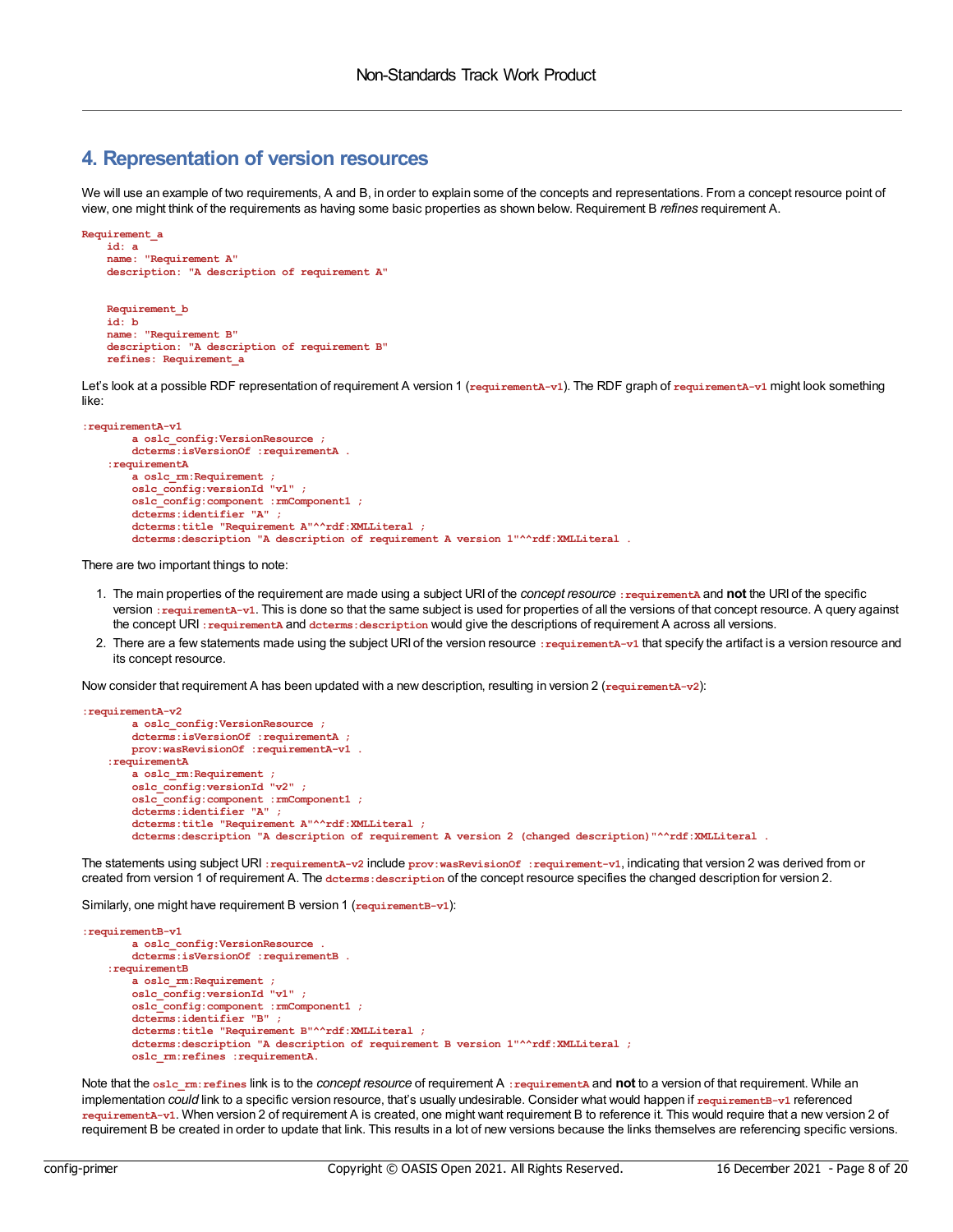# 4. Representation of version resources

We will use an example of two requirements, A and B, in order to explain some of the concepts and representations. From a concept resource point of view, one might think of the requirements as having some basic properties as shown below. Requirement B *refines* requirement A.

```
Requirement_a
    id: a
    name: "Requirement A"
    description: "A description of requirement A"


    Requirement_b
    id: b
    name: "Requirement B"
    description: "A description of requirement B"
    refines: Requirement_a
```

Let's look at a possible RDF representation of requirement A version 1 (`requirementA-v1`). The RDF graph of `requirementA-v1` might look something like:

```
:requirementA-v1
        a oslc_config:VersionResource ;
        dcterms:isVersionOf :requirementA .
    :requirementA
        a oslc_rm:Requirement ;
        oslc_config:versionId "v1" ;
        oslc_config:component :rmComponent1 ;
        dcterms:identifier "A" ;
        dcterms:title "Requirement A"^^rdf:XMLLiteral ;
        dcterms:description "A description of requirement A version 1"^^rdf:XMLLiteral .
```

There are two important things to note:

1. The main properties of the requirement are made using a subject URI of the *concept resource* `:requirementA` and **not** the URI of the specific version `:requirementA-v1`. This is done so that the same subject is used for properties of all the versions of that concept resource. A query against the concept URI `:requirementA` and `dcterms:description` would give the descriptions of requirement A across all versions.
2. There are a few statements made using the subject URI of the version resource `:requirementA-v1` that specify the artifact is a version resource and its concept resource.

Now consider that requirement A has been updated with a new description, resulting in version 2 (`requirementA-v2`):

```
:requirementA-v2
        a oslc_config:VersionResource ;
        dcterms:isVersionOf :requirementA ;
        prov:wasRevisionOf :requirementA-v1 .
    :requirementA
        a oslc_rm:Requirement ;
        oslc_config:versionId "v2" ;
        oslc_config:component :rmComponent1 ;
        dcterms:identifier "A" ;
        dcterms:title "Requirement A"^^rdf:XMLLiteral ;
        dcterms:description "A description of requirement A version 2 (changed description)"^^rdf:XMLLiteral .
```

The statements using subject URI `:requirementA-v2` include `prov:wasRevisionOf :requirement-v1`, indicating that version 2 was derived from or created from version 1 of requirement A. The `dcterms:description` of the concept resource specifies the changed description for version 2.

Similarly, one might have requirement B version 1 (`requirementB-v1`):

```
:requirementB-v1
        a oslc_config:VersionResource .
        dcterms:isVersionOf :requirementB .
    :requirementB
        a oslc_rm:Requirement ;
        oslc_config:versionId "v1" ;
        oslc_config:component :rmComponent1 ;
        dcterms:identifier "B" ;
        dcterms:title "Requirement B"^^rdf:XMLLiteral ;
        dcterms:description "A description of requirement B version 1"^^rdf:XMLLiteral ;
        oslc_rm:refines :requirementA.
```

Note that the `oslc_rm:refines` link is to the *concept resource* of requirement A `:requirementA` and **not** to a version of that requirement. While an implementation *could* link to a specific version resource, that's usually undesirable. Consider what would happen if `requirementB-v1` referenced `requirementA-v1`. When version 2 of requirement A is created, one might want requirement B to reference it. This would require that a new version 2 of requirement B be created in order to update that link. This results in a lot of new versions because the links themselves are referencing specific versions.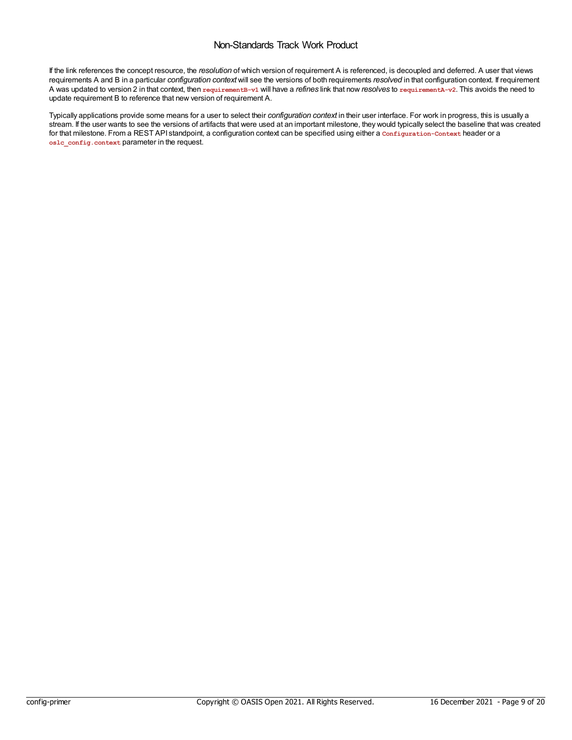If the link references the concept resource, the *resolution* of which version of requirement A is referenced, is decoupled and deferred. A user that views requirements A and B in a particular *configuration context* will see the versions of both requirements *resolved* in that configuration context. If requirement A was updated to version 2 in that context, then `requirementB-v1` will have a *refines* link that now *resolves* to `requirementA-v2`. This avoids the need to update requirement B to reference that new version of requirement A.

Typically applications provide some means for a user to select their *configuration context* in their user interface. For work in progress, this is usually a stream. If the user wants to see the versions of artifacts that were used at an important milestone, they would typically select the baseline that was created for that milestone. From a REST API standpoint, a configuration context can be specified using either a `Configuration-Context` header or a `oslc_config.context` parameter in the request.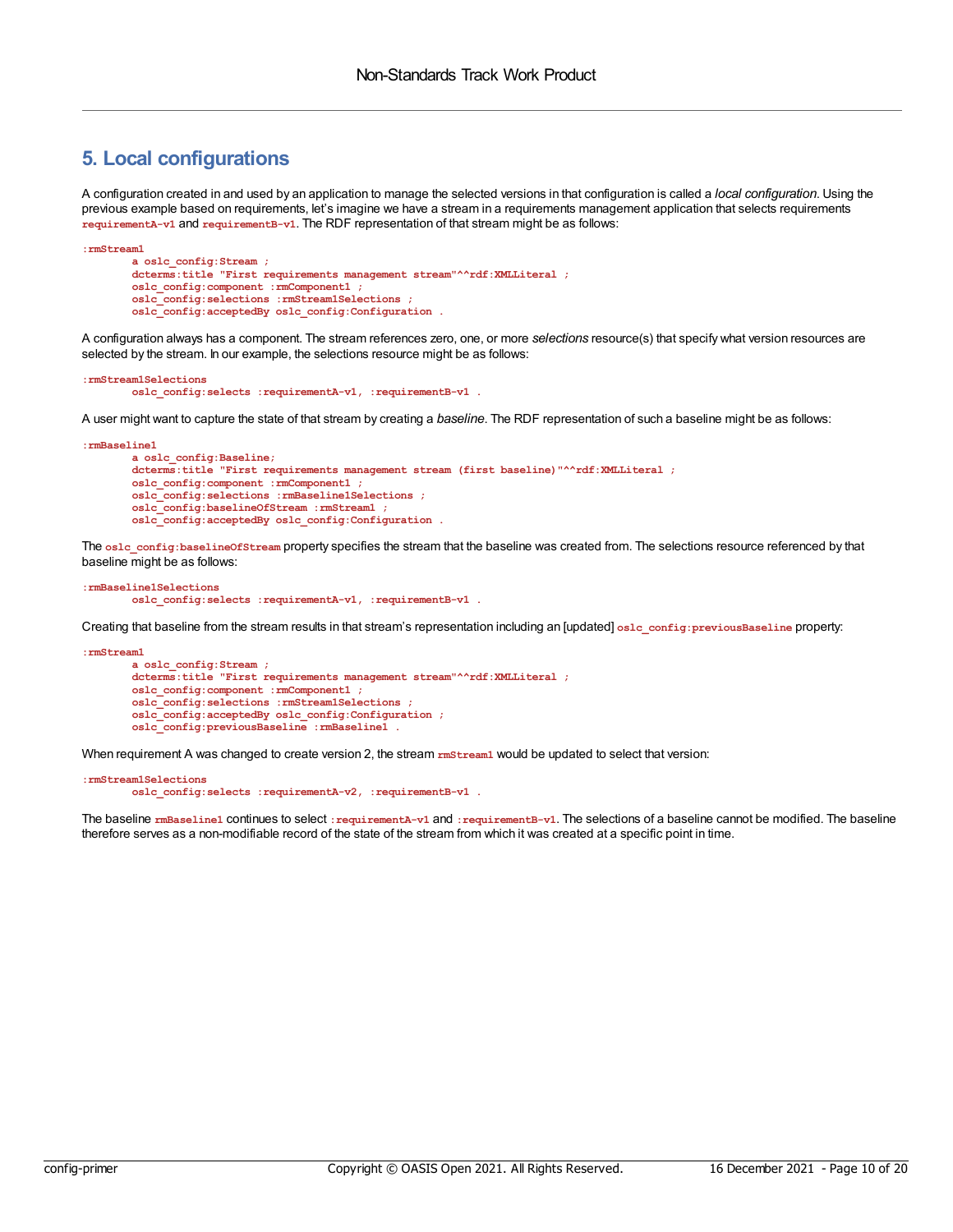# 5. Local configurations

A configuration created in and used by an application to manage the selected versions in that configuration is called a *local configuration*. Using the previous example based on requirements, let's imagine we have a stream in a requirements management application that selects requirements `requirementA-v1` and `requirementB-v1`. The RDF representation of that stream might be as follows:

```
:rmStream1
        a oslc_config:Stream ;
        dcterms:title "First requirements management stream"^^rdf:XMLLiteral ;
        oslc_config:component :rmComponent1 ;
        oslc_config:selections :rmStream1Selections ;
        oslc_config:acceptedBy oslc_config:Configuration .
```

A configuration always has a component. The stream references zero, one, or more *selections* resource(s) that specify what version resources are selected by the stream. In our example, the selections resource might be as follows:

```
:rmStream1Selections
        oslc_config:selects :requirementA-v1, :requirementB-v1 .
```

A user might want to capture the state of that stream by creating a *baseline*. The RDF representation of such a baseline might be as follows:

```
:rmBaseline1
        a oslc_config:Baseline;
        dcterms:title "First requirements management stream (first baseline)"^^rdf:XMLLiteral ;
        oslc_config:component :rmComponent1 ;
        oslc_config:selections :rmBaseline1Selections ;
        oslc_config:baselineOfStream :rmStream1 ;
        oslc_config:acceptedBy oslc_config:Configuration .
```

The `oslc_config:baselineOfStream` property specifies the stream that the baseline was created from. The selections resource referenced by that baseline might be as follows:

```
:rmBaseline1Selections
        oslc_config:selects :requirementA-v1, :requirementB-v1 .
```

Creating that baseline from the stream results in that stream's representation including an [updated] `oslc_config:previousBaseline` property:

```
:rmStream1
        a oslc_config:Stream ;
        dcterms:title "First requirements management stream"^^rdf:XMLLiteral ;
        oslc_config:component :rmComponent1 ;
        oslc_config:selections :rmStream1Selections ;
        oslc_config:acceptedBy oslc_config:Configuration ;
        oslc_config:previousBaseline :rmBaseline1 .
```

When requirement A was changed to create version 2, the stream `rmStream1` would be updated to select that version:

```
:rmStream1Selections
        oslc_config:selects :requirementA-v2, :requirementB-v1 .
```

The baseline `rmBaseline1` continues to select `:requirementA-v1` and `:requirementB-v1`. The selections of a baseline cannot be modified. The baseline therefore serves as a non-modifiable record of the state of the stream from which it was created at a specific point in time.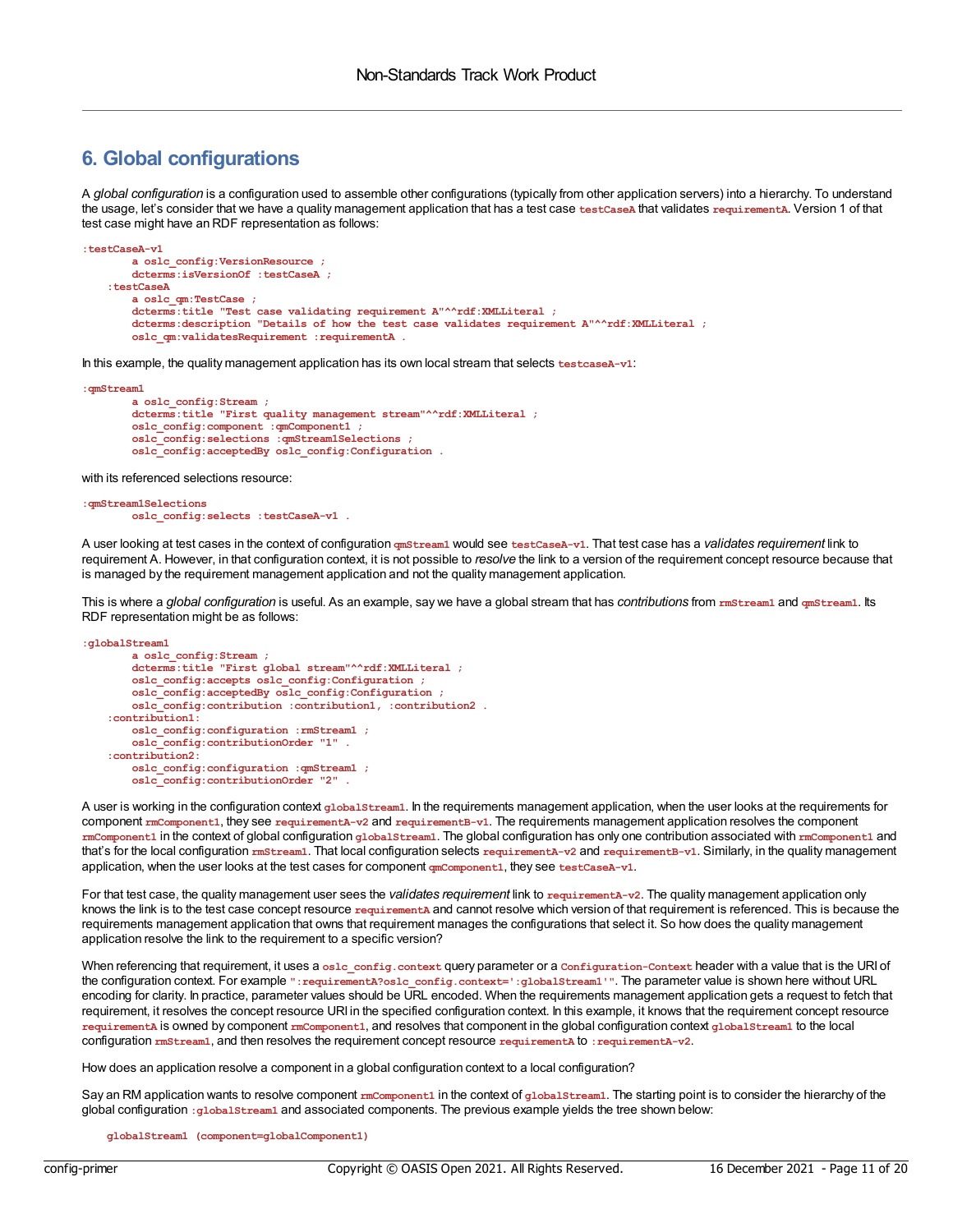## 6. Global configurations

A *global configuration* is a configuration used to assemble other configurations (typically from other application servers) into a hierarchy. To understand the usage, let's consider that we have a quality management application that has a test case `testCaseA` that validates `requirementA`. Version 1 of that test case might have an RDF representation as follows:

```
:testCaseA-v1
        a oslc_config:VersionResource ;
        dcterms:isVersionOf :testCaseA ;
    :testCaseA
        a oslc_qm:TestCase ;
        dcterms:title "Test case validating requirement A"^^rdf:XMLLiteral ;
        dcterms:description "Details of how the test case validates requirement A"^^rdf:XMLLiteral ;
        oslc_qm:validatesRequirement :requirementA .
```

In this example, the quality management application has its own local stream that selects `testcaseA-v1`:

```
:qmStream1
        a oslc_config:Stream ;
        dcterms:title "First quality management stream"^^rdf:XMLLiteral ;
        oslc_config:component :qmComponent1 ;
        oslc_config:selections :qmStream1Selections ;
        oslc_config:acceptedBy oslc_config:Configuration .
```

with its referenced selections resource:

```
:qmStream1Selections
        oslc_config:selects :testCaseA-v1 .
```

A user looking at test cases in the context of configuration `qmStream1` would see `testCaseA-v1`. That test case has a *validates requirement* link to requirement A. However, in that configuration context, it is not possible to *resolve* the link to a version of the requirement concept resource because that is managed by the requirement management application and not the quality management application.

This is where a *global configuration* is useful. As an example, say we have a global stream that has *contributions* from `rmStream1` and `qmStream1`. Its RDF representation might be as follows:

```
:globalStream1
        a oslc_config:Stream ;
        dcterms:title "First global stream"^^rdf:XMLLiteral ;
        oslc_config:accepts oslc_config:Configuration ;
        oslc_config:acceptedBy oslc_config:Configuration ;
        oslc_config:contribution :contribution1, :contribution2 .
    :contribution1:
        oslc_config:configuration :rmStream1 ;
        oslc_config:contributionOrder "1" .
    :contribution2:
        oslc_config:configuration :qmStream1 ;
        oslc_config:contributionOrder "2" .
```

A user is working in the configuration context `globalStream1`. In the requirements management application, when the user looks at the requirements for component `rmComponent1`, they see `requirementA-v2` and `requirementB-v1`. The requirements management application resolves the component `rmComponent1` in the context of global configuration `globalStream1`. The global configuration has only one contribution associated with `rmComponent1` and that's for the local configuration `rmStream1`. That local configuration selects `requirementA-v2` and `requirementB-v1`. Similarly, in the quality management application, when the user looks at the test cases for component `qmComponent1`, they see `testCaseA-v1`.

For that test case, the quality management user sees the *validates requirement* link to `requirementA-v2`. The quality management application only knows the link is to the test case concept resource `requirementA` and cannot resolve which version of that requirement is referenced. This is because the requirements management application that owns that requirement manages the configurations that select it. So how does the quality management application resolve the link to the requirement to a specific version?

When referencing that requirement, it uses a `oslc_config.context` query parameter or a `Configuration-Context` header with a value that is the URI of the configuration context. For example `":requirementA?oslc_config.context=':globalStream1'"`. The parameter value is shown here without URL encoding for clarity. In practice, parameter values should be URL encoded. When the requirements management application gets a request to fetch that requirement, it resolves the concept resource URI in the specified configuration context. In this example, it knows that the requirement concept resource `requirementA` is owned by component `rmComponent1`, and resolves that component in the global configuration context `globalStream1` to the local configuration `rmStream1`, and then resolves the requirement concept resource `requirementA` to `:requirementA-v2`.

How does an application resolve a component in a global configuration context to a local configuration?

Say an RM application wants to resolve component `rmComponent1` in the context of `globalStream1`. The starting point is to consider the hierarchy of the global configuration `:globalStream1` and associated components. The previous example yields the tree shown below:

```
    globalStream1 (component=globalComponent1)
```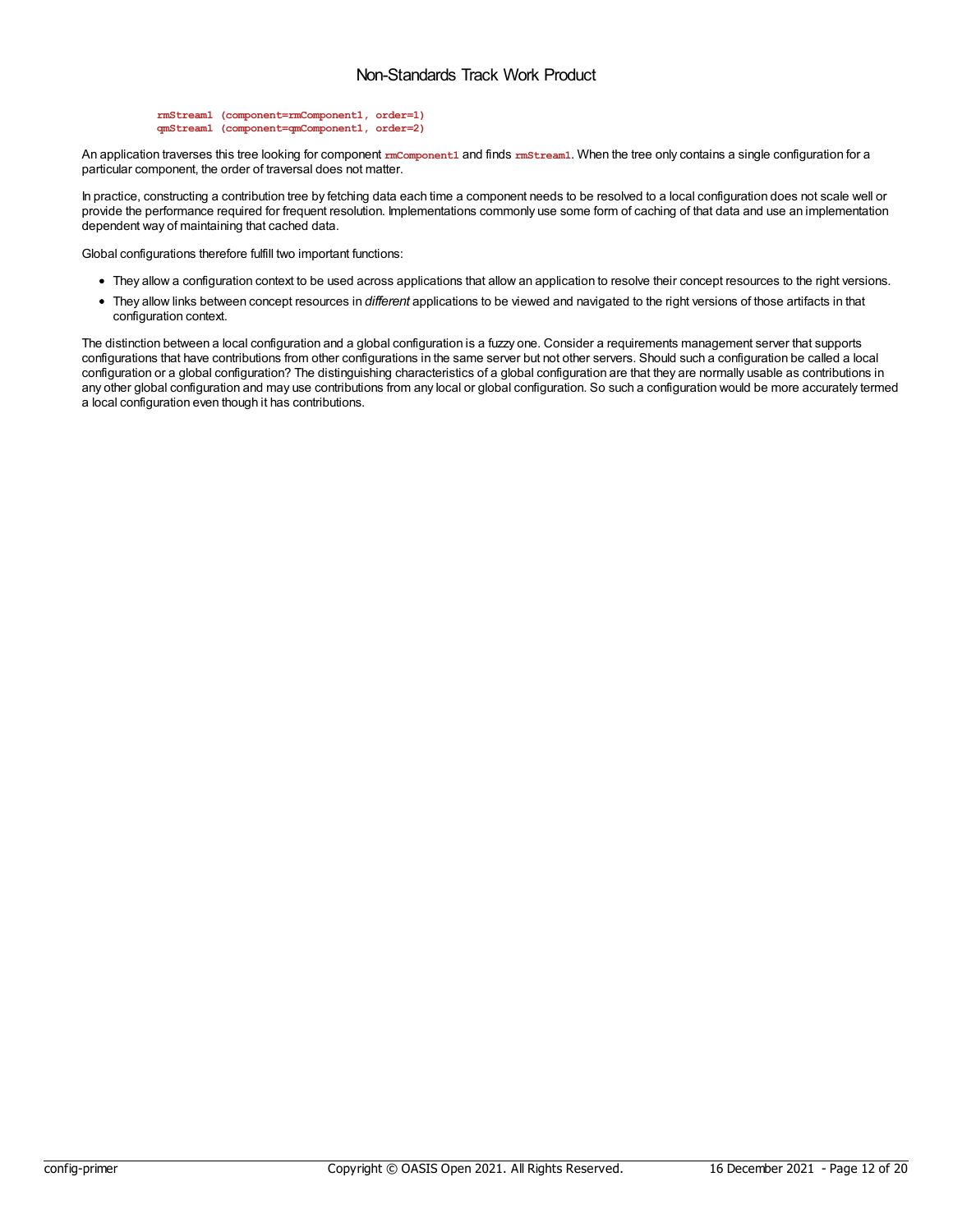```
rmStream1 (component=rmComponent1, order=1)
qmStream1 (component=qmComponent1, order=2)
```

An application traverses this tree looking for component `rmComponent1` and finds `rmStream1`. When the tree only contains a single configuration for a particular component, the order of traversal does not matter.

In practice, constructing a contribution tree by fetching data each time a component needs to be resolved to a local configuration does not scale well or provide the performance required for frequent resolution. Implementations commonly use some form of caching of that data and use an implementation dependent way of maintaining that cached data.

Global configurations therefore fulfill two important functions:

- They allow a configuration context to be used across applications that allow an application to resolve their concept resources to the right versions.
- They allow links between concept resources in *different* applications to be viewed and navigated to the right versions of those artifacts in that configuration context.

The distinction between a local configuration and a global configuration is a fuzzy one. Consider a requirements management server that supports configurations that have contributions from other configurations in the same server but not other servers. Should such a configuration be called a local configuration or a global configuration? The distinguishing characteristics of a global configuration are that they are normally usable as contributions in any other global configuration and may use contributions from any local or global configuration. So such a configuration would be more accurately termed a local configuration even though it has contributions.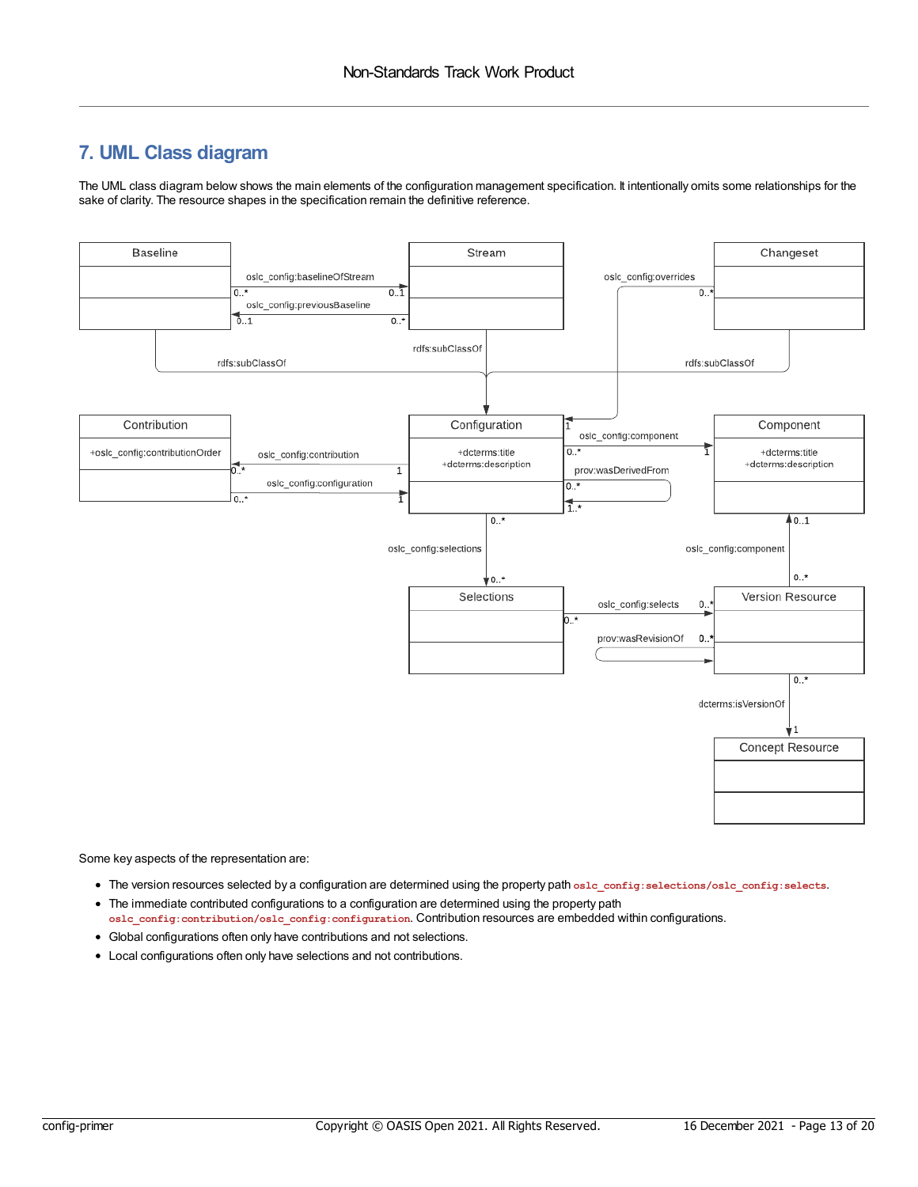## 7. UML Class diagram

The UML class diagram below shows the main elements of the configuration management specification. It intentionally omits some relationships for the sake of clarity. The resource shapes in the specification remain the definitive reference.

Some key aspects of the representation are:

- The version resources selected by a configuration are determined using the property path `oslc_config:selections/oslc_config:selects`.
- The immediate contributed configurations to a configuration are determined using the property path `oslc_config:contribution/oslc_config:configuration`. Contribution resources are embedded within configurations.
- Global configurations often only have contributions and not selections.
- Local configurations often only have selections and not contributions.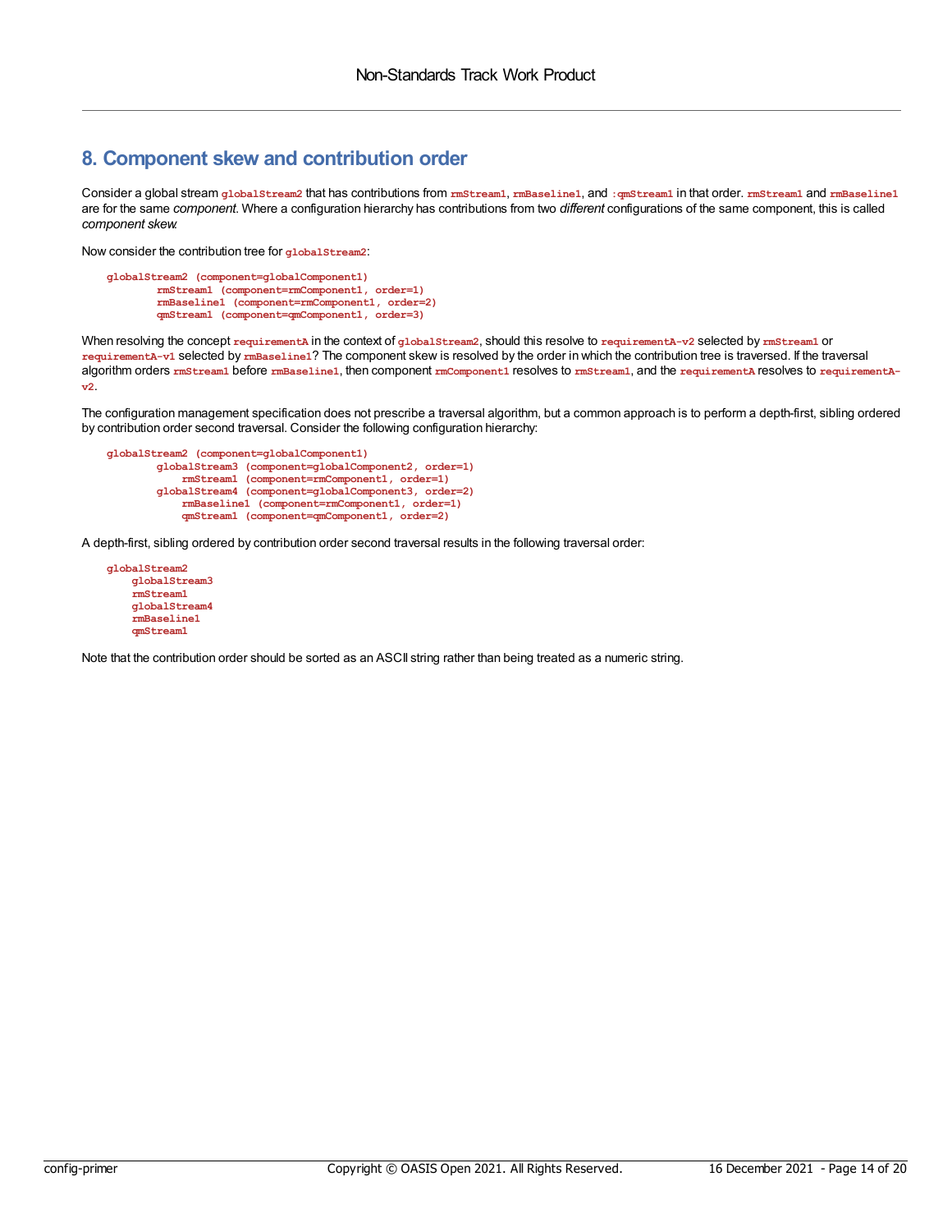# 8. Component skew and contribution order

Consider a global stream `globalStream2` that has contributions from `rmStream1`, `rmBaseline1`, and `:qmStream1` in that order. `rmStream1` and `rmBaseline1` are for the same *component*. Where a configuration hierarchy has contributions from two *different* configurations of the same component, this is called *component skew*.

Now consider the contribution tree for `globalStream2`:

```
globalStream2 (component=globalComponent1)
        rmStream1 (component=rmComponent1, order=1)
        rmBaseline1 (component=rmComponent1, order=2)
        qmStream1 (component=qmComponent1, order=3)
```

When resolving the concept `requirementA` in the context of `globalStream2`, should this resolve to `requirementA-v2` selected by `rmStream1` or `requirementA-v1` selected by `rmBaseline1`? The component skew is resolved by the order in which the contribution tree is traversed. If the traversal algorithm orders `rmStream1` before `rmBaseline1`, then component `rmComponent1` resolves to `rmStream1`, and the `requirementA` resolves to `requirementA-v2`.

The configuration management specification does not prescribe a traversal algorithm, but a common approach is to perform a depth-first, sibling ordered by contribution order second traversal. Consider the following configuration hierarchy:

```
globalStream2 (component=globalComponent1)
        globalStream3 (component=globalComponent2, order=1)
            rmStream1 (component=rmComponent1, order=1)
        globalStream4 (component=globalComponent3, order=2)
            rmBaseline1 (component=rmComponent1, order=1)
            qmStream1 (component=qmComponent1, order=2)
```

A depth-first, sibling ordered by contribution order second traversal results in the following traversal order:

```
globalStream2
    globalStream3
    rmStream1
    globalStream4
    rmBaseline1
    qmStream1
```

Note that the contribution order should be sorted as an ASCII string rather than being treated as a numeric string.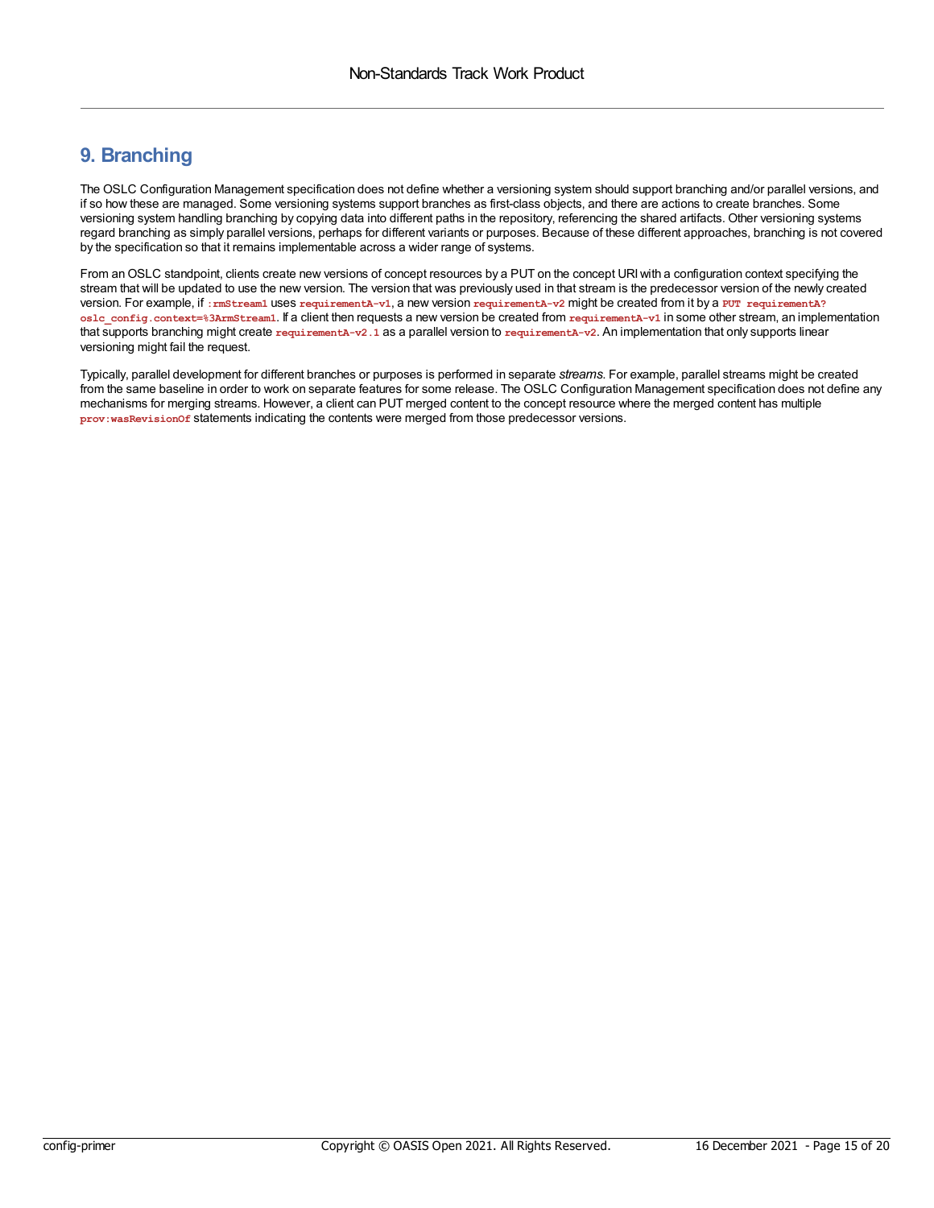# 9. Branching

The OSLC Configuration Management specification does not define whether a versioning system should support branching and/or parallel versions, and if so how these are managed. Some versioning systems support branches as first-class objects, and there are actions to create branches. Some versioning system handling branching by copying data into different paths in the repository, referencing the shared artifacts. Other versioning systems regard branching as simply parallel versions, perhaps for different variants or purposes. Because of these different approaches, branching is not covered by the specification so that it remains implementable across a wider range of systems.

From an OSLC standpoint, clients create new versions of concept resources by a PUT on the concept URI with a configuration context specifying the stream that will be updated to use the new version. The version that was previously used in that stream is the predecessor version of the newly created version. For example, if `:rmStream1` uses `requirementA-v1`, a new version `requirementA-v2` might be created from it by a `PUT requirementA?oslc_config.context=%3ArmStream1`. If a client then requests a new version be created from `requirementA-v1` in some other stream, an implementation that supports branching might create `requirementA-v2.1` as a parallel version to `requirementA-v2`. An implementation that only supports linear versioning might fail the request.

Typically, parallel development for different branches or purposes is performed in separate *streams*. For example, parallel streams might be created from the same baseline in order to work on separate features for some release. The OSLC Configuration Management specification does not define any mechanisms for merging streams. However, a client can PUT merged content to the concept resource where the merged content has multiple `prov:wasRevisionOf` statements indicating the contents were merged from those predecessor versions.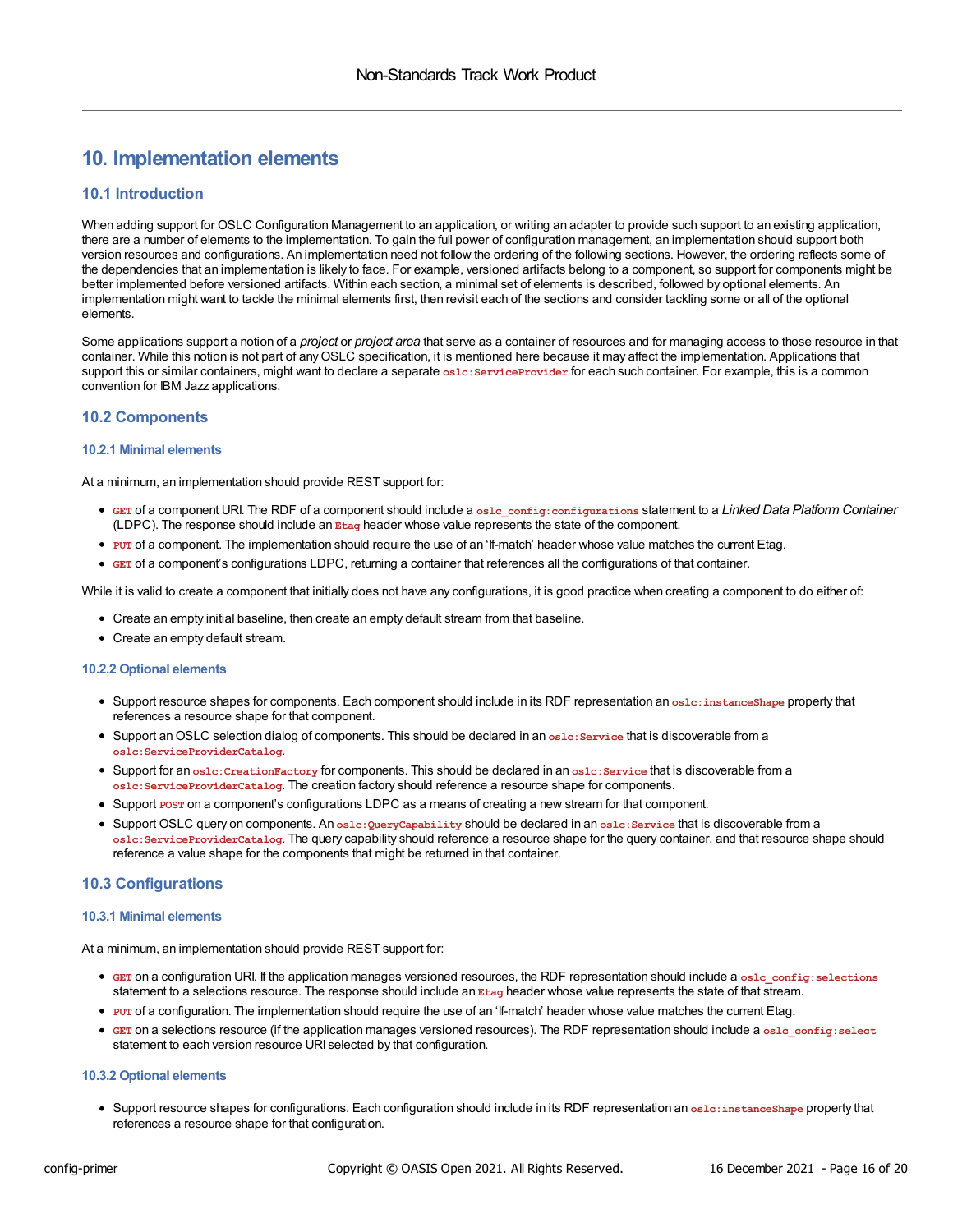# 10. Implementation elements

## 10.1 Introduction

When adding support for OSLC Configuration Management to an application, or writing an adapter to provide such support to an existing application, there are a number of elements to the implementation. To gain the full power of configuration management, an implementation should support both version resources and configurations. An implementation need not follow the ordering of the following sections. However, the ordering reflects some of the dependencies that an implementation is likely to face. For example, versioned artifacts belong to a component, so support for components might be better implemented before versioned artifacts. Within each section, a minimal set of elements is described, followed by optional elements. An implementation might want to tackle the minimal elements first, then revisit each of the sections and consider tackling some or all of the optional elements.

Some applications support a notion of a *project* or *project area* that serve as a container of resources and for managing access to those resource in that container. While this notion is not part of any OSLC specification, it is mentioned here because it may affect the implementation. Applications that support this or similar containers, might want to declare a separate `oslc:ServiceProvider` for each such container. For example, this is a common convention for IBM Jazz applications.

## 10.2 Components

### 10.2.1 Minimal elements

At a minimum, an implementation should provide REST support for:

- `GET` of a component URI. The RDF of a component should include a `oslc_config:configurations` statement to a *Linked Data Platform Container* (LDPC). The response should include an `Etag` header whose value represents the state of the component.
- `PUT` of a component. The implementation should require the use of an 'If-match' header whose value matches the current Etag.
- `GET` of a component's configurations LDPC, returning a container that references all the configurations of that container.

While it is valid to create a component that initially does not have any configurations, it is good practice when creating a component to do either of:

- Create an empty initial baseline, then create an empty default stream from that baseline.
- Create an empty default stream.

### 10.2.2 Optional elements

- Support resource shapes for components. Each component should include in its RDF representation an `oslc:instanceShape` property that references a resource shape for that component.
- Support an OSLC selection dialog of components. This should be declared in an `oslc:Service` that is discoverable from a `oslc:ServiceProviderCatalog`.
- Support for an `oslc:CreationFactory` for components. This should be declared in an `oslc:Service` that is discoverable from a `oslc:ServiceProviderCatalog`. The creation factory should reference a resource shape for components.
- Support `POST` on a component's configurations LDPC as a means of creating a new stream for that component.
- Support OSLC query on components. An `oslc:QueryCapability` should be declared in an `oslc:Service` that is discoverable from a `oslc:ServiceProviderCatalog`. The query capability should reference a resource shape for the query container, and that resource shape should reference a value shape for the components that might be returned in that container.

## 10.3 Configurations

### 10.3.1 Minimal elements

At a minimum, an implementation should provide REST support for:

- `GET` on a configuration URI. If the application manages versioned resources, the RDF representation should include a `oslc_config:selections` statement to a selections resource. The response should include an `Etag` header whose value represents the state of that stream.
- `PUT` of a configuration. The implementation should require the use of an 'If-match' header whose value matches the current Etag.
- `GET` on a selections resource (if the application manages versioned resources). The RDF representation should include a `oslc_config:select` statement to each version resource URI selected by that configuration.

### 10.3.2 Optional elements

- Support resource shapes for configurations. Each configuration should include in its RDF representation an `oslc:instanceShape` property that references a resource shape for that configuration.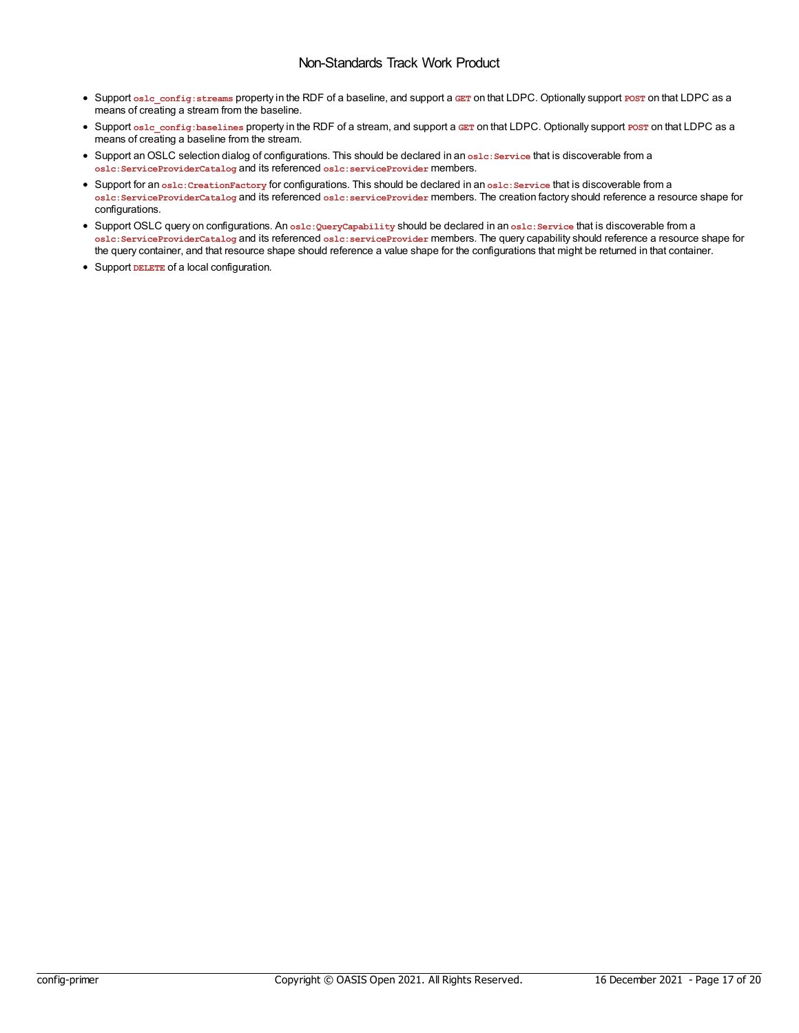- Support `oslc_config:streams` property in the RDF of a baseline, and support a `GET` on that LDPC. Optionally support `POST` on that LDPC as a means of creating a stream from the baseline.
- Support `oslc_config:baselines` property in the RDF of a stream, and support a `GET` on that LDPC. Optionally support `POST` on that LDPC as a means of creating a baseline from the stream.
- Support an OSLC selection dialog of configurations. This should be declared in an `oslc:Service` that is discoverable from a `oslc:ServiceProviderCatalog` and its referenced `oslc:serviceProvider` members.
- Support for an `oslc:CreationFactory` for configurations. This should be declared in an `oslc:Service` that is discoverable from a `oslc:ServiceProviderCatalog` and its referenced `oslc:serviceProvider` members. The creation factory should reference a resource shape for configurations.
- Support OSLC query on configurations. An `oslc:QueryCapability` should be declared in an `oslc:Service` that is discoverable from a `oslc:ServiceProviderCatalog` and its referenced `oslc:serviceProvider` members. The query capability should reference a resource shape for the query container, and that resource shape should reference a value shape for the configurations that might be returned in that container.
- Support `DELETE` of a local configuration.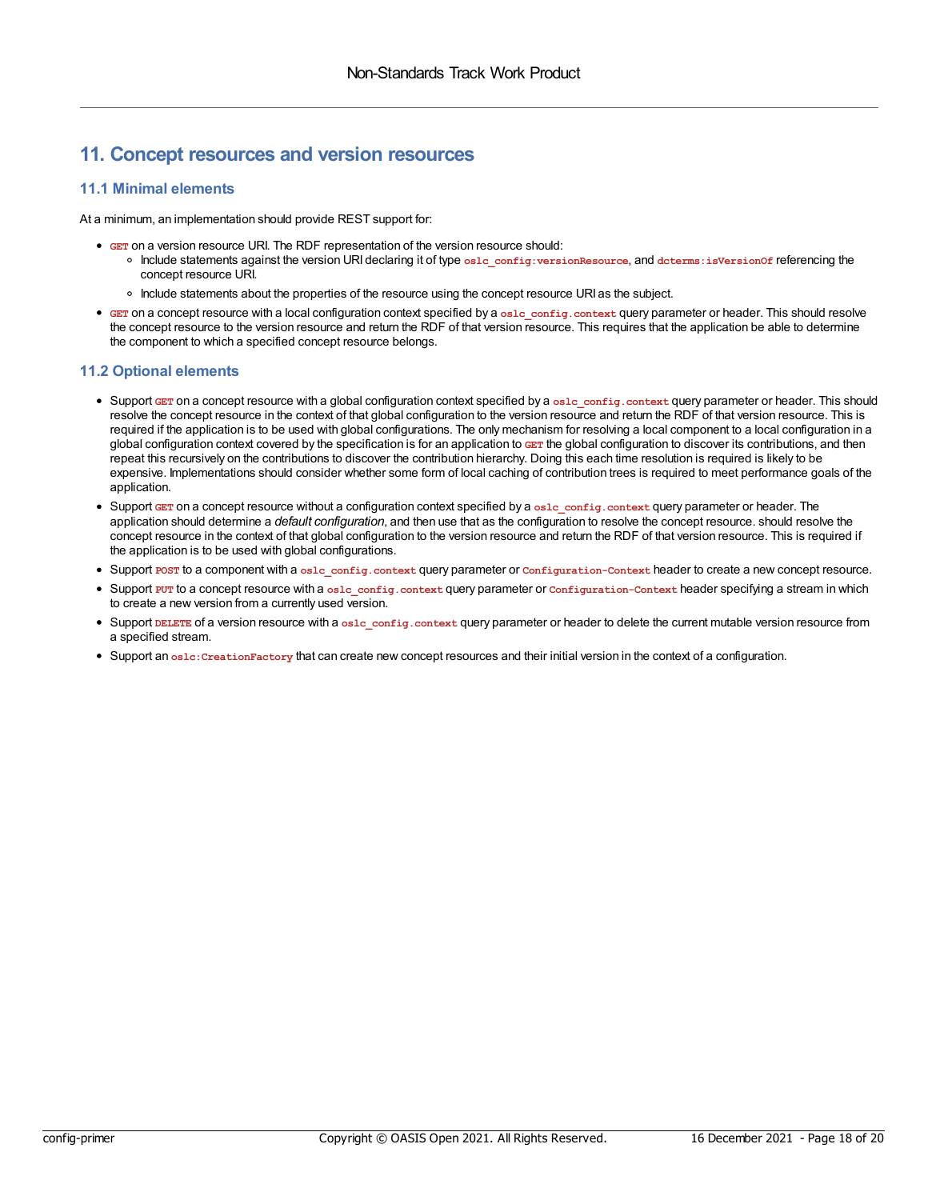## 11. Concept resources and version resources

### 11.1 Minimal elements

At a minimum, an implementation should provide REST support for:

- `GET` on a version resource URI. The RDF representation of the version resource should:
  - Include statements against the version URI declaring it of type `oslc_config:versionResource`, and `dcterms:isVersionOf` referencing the concept resource URI.
  - Include statements about the properties of the resource using the concept resource URI as the subject.
- `GET` on a concept resource with a local configuration context specified by a `oslc_config.context` query parameter or header. This should resolve the concept resource to the version resource and return the RDF of that version resource. This requires that the application be able to determine the component to which a specified concept resource belongs.

### 11.2 Optional elements

- Support `GET` on a concept resource with a global configuration context specified by a `oslc_config.context` query parameter or header. This should resolve the concept resource in the context of that global configuration to the version resource and return the RDF of that version resource. This is required if the application is to be used with global configurations. The only mechanism for resolving a local component to a local configuration in a global configuration context covered by the specification is for an application to `GET` the global configuration to discover its contributions, and then repeat this recursively on the contributions to discover the contribution hierarchy. Doing this each time resolution is required is likely to be expensive. Implementations should consider whether some form of local caching of contribution trees is required to meet performance goals of the application.
- Support `GET` on a concept resource without a configuration context specified by a `oslc_config.context` query parameter or header. The application should determine a *default configuration*, and then use that as the configuration to resolve the concept resource. should resolve the concept resource in the context of that global configuration to the version resource and return the RDF of that version resource. This is required if the application is to be used with global configurations.
- Support `POST` to a component with a `oslc_config.context` query parameter or `Configuration-Context` header to create a new concept resource.
- Support `PUT` to a concept resource with a `oslc_config.context` query parameter or `Configuration-Context` header specifying a stream in which to create a new version from a currently used version.
- Support `DELETE` of a version resource with a `oslc_config.context` query parameter or header to delete the current mutable version resource from a specified stream.
- Support an `oslc:CreationFactory` that can create new concept resources and their initial version in the context of a configuration.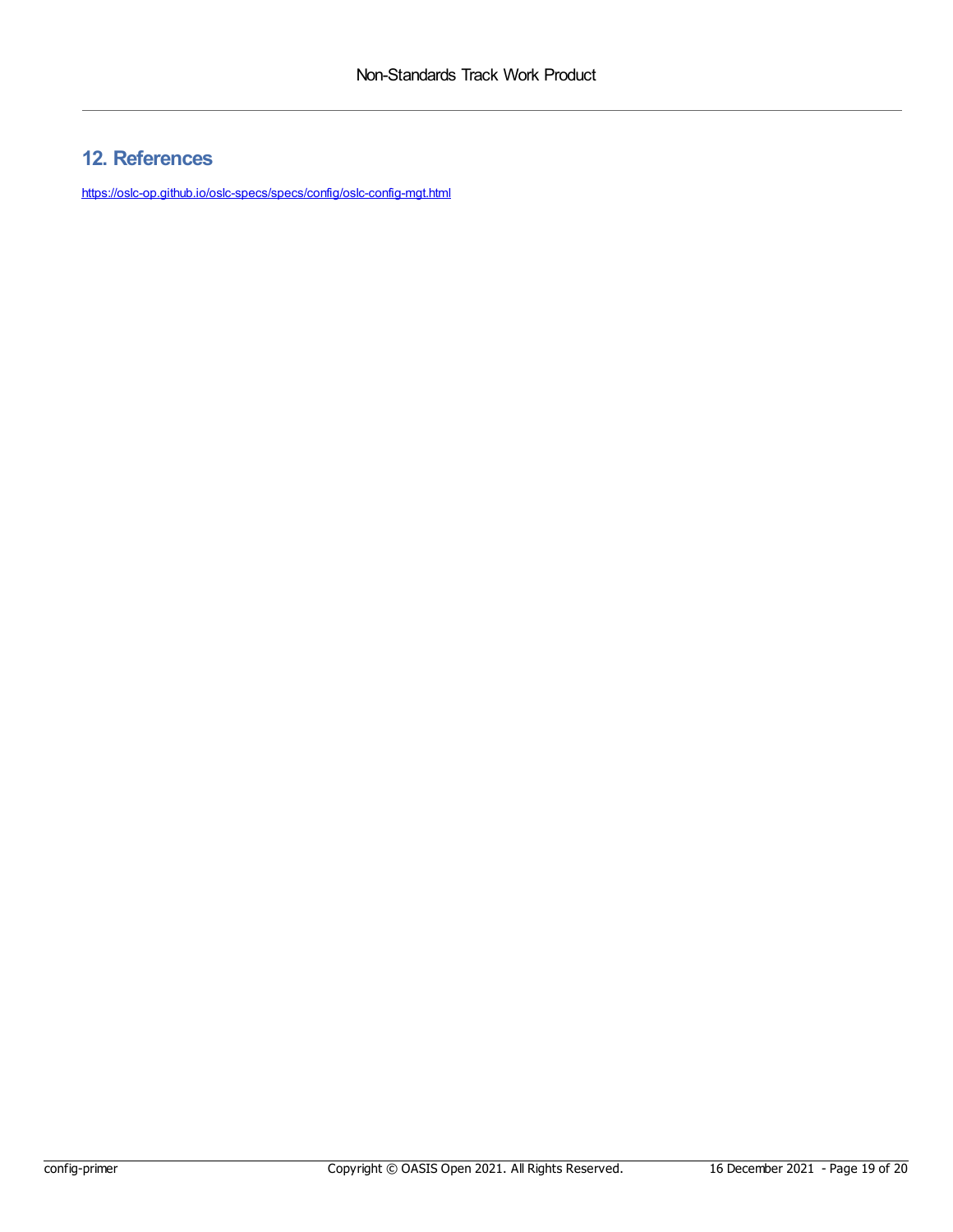## 12. References

https://oslc-op.github.io/oslc-specs/specs/config/oslc-config-mgt.html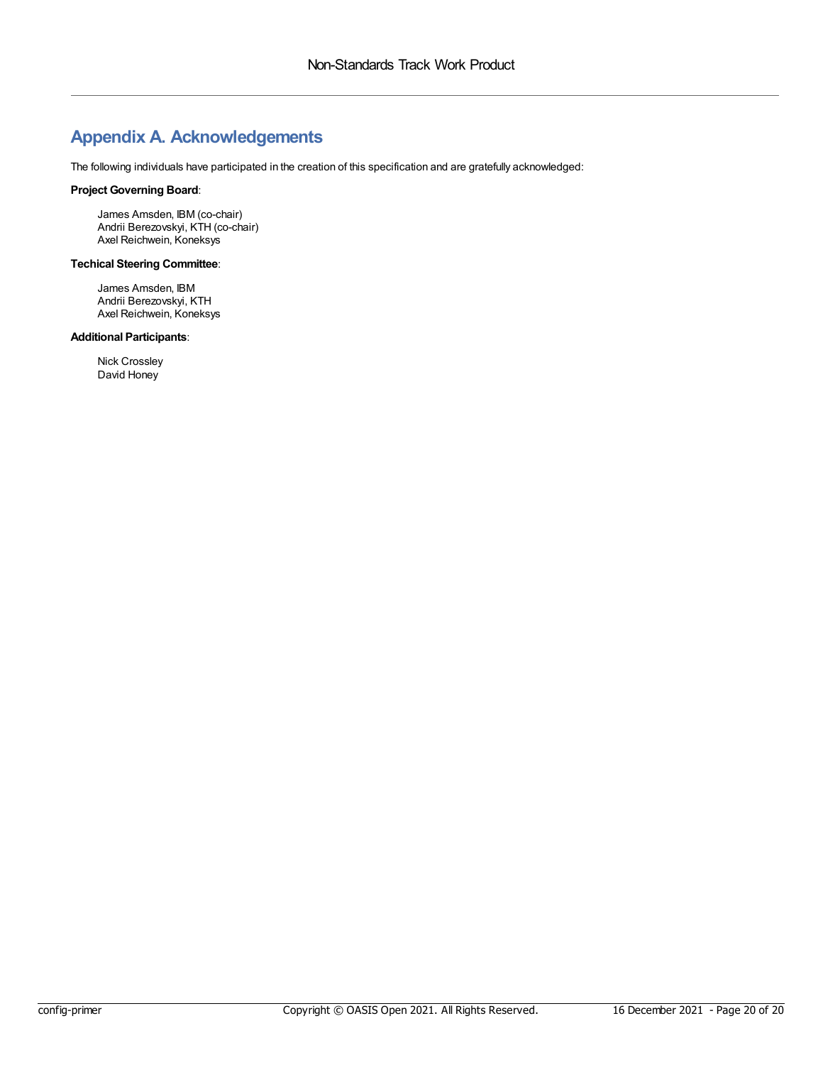# Appendix A. Acknowledgements

The following individuals have participated in the creation of this specification and are gratefully acknowledged:

**Project Governing Board**:

James Amsden, IBM (co-chair)
Andrii Berezovskyi, KTH (co-chair)
Axel Reichwein, Koneksys

**Techical Steering Committee**:

James Amsden, IBM
Andrii Berezovskyi, KTH
Axel Reichwein, Koneksys

**Additional Participants**:

Nick Crossley
David Honey